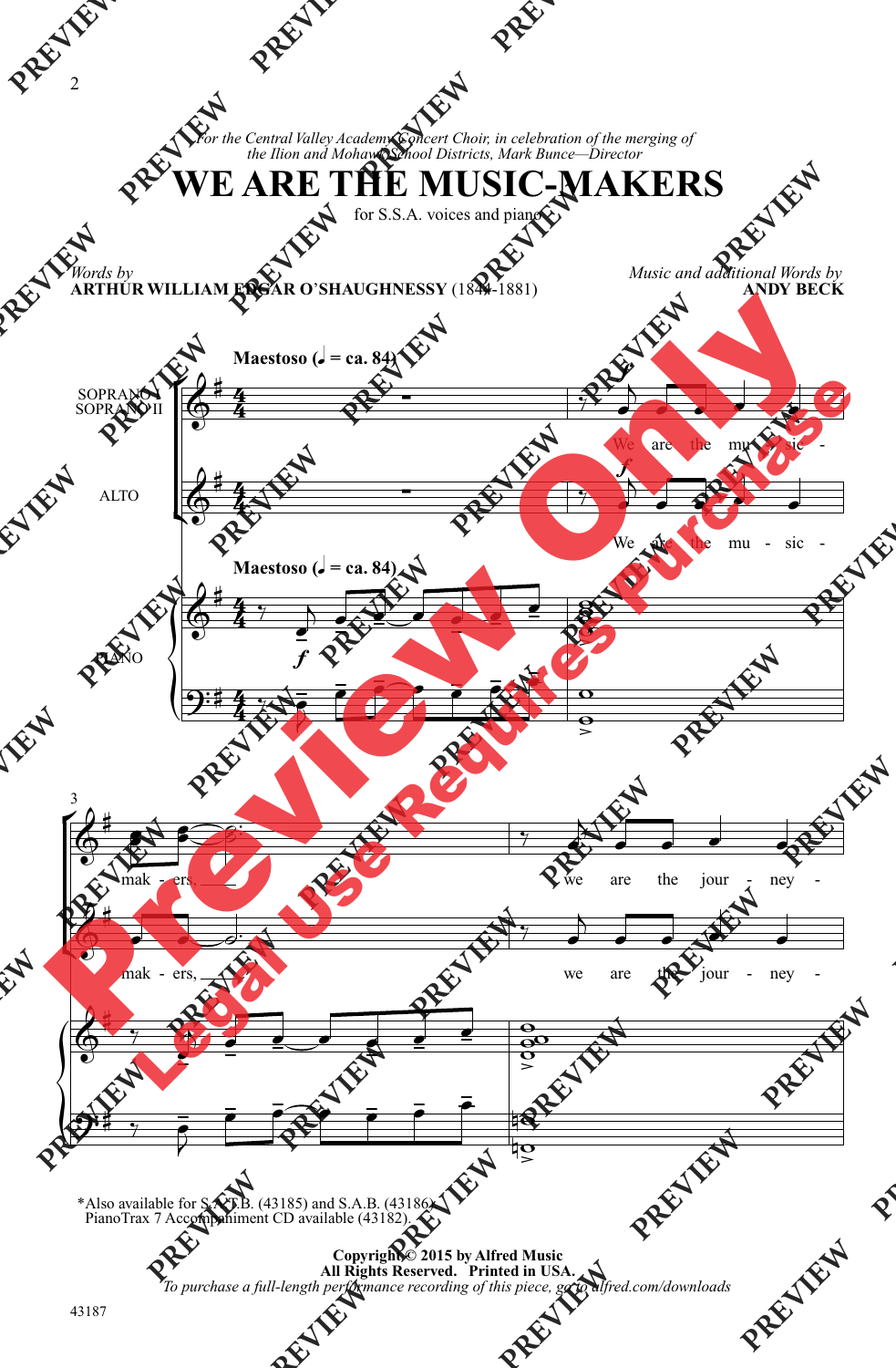*For the Central Valley Academy Concert Choir, in celebration of the merging of the Ilion and Mohawk School Districts, Mark Bunce—Director*

# WE ARE THE MUSIC-MAKERS

for S.S.A. voices and piano*

*Words by*
**ARTHUR WILLIAM EDGAR O'SHAUGHNESSY** (1844-1881)

*Music and additional Words by*
**ANDY BECK**

**Maestoso** (♩ = ca. 84)

SOPRANO I
SOPRANO II

ALTO

PIANO

*f*

We are the mu - sic - mak - ers, we are the jour - ney -

We are the mu - sic - mak - ers, we are the jour - ney -

*Also available for S.A.T.B. (43185) and S.A.B. (43186).
PianoTrax 7 Accompaniment CD available (43182).

**Copyright © 2015 by Alfred Music**
**All Rights Reserved. Printed in USA.**
*To purchase a full-length performance recording of this piece, go to alfred.com/downloads*

43187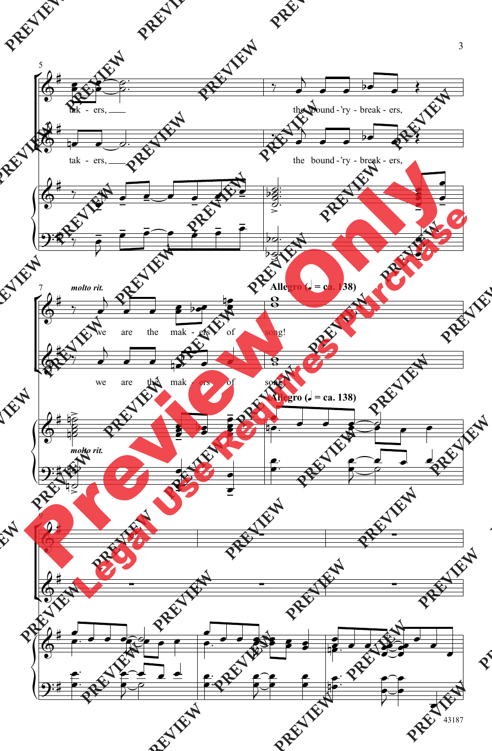5

tak - ers, the bound - 'ry - break - ers,

tak - ers, the bound - 'ry - break - ers,

7 *molto rit.* **Allegro (♩ = ca. 138)**

we are the mak - ers of song!

we are the mak - ers of song!

**Allegro (♩ = ca. 138)**

*molto rit.*

9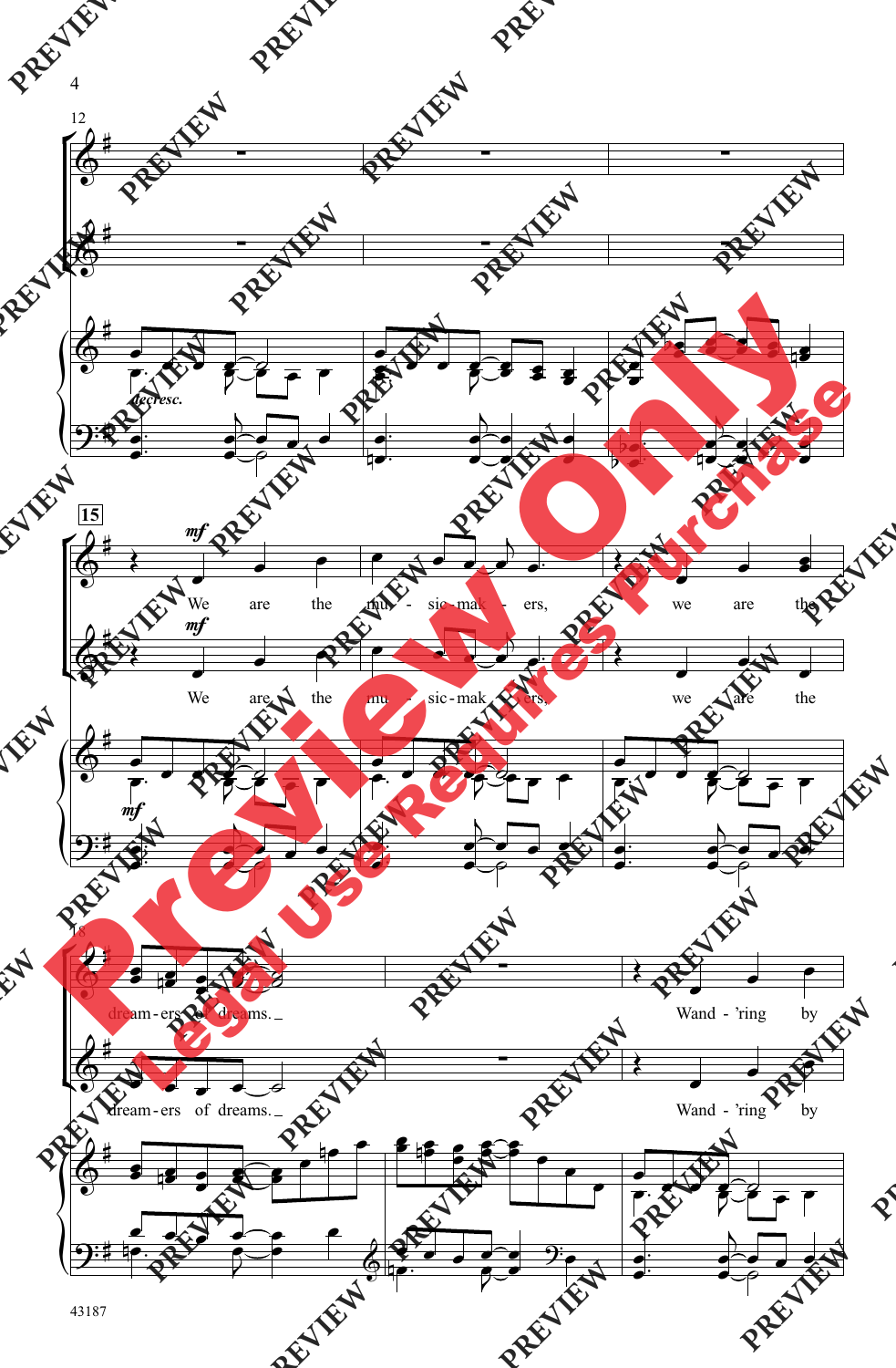decresc.

mf

We are the mu - sic - mak - ers, we are the

mf

We are the mu - sic - mak - ers, we are the

mf

dream - ers of dreams. _ Wand - 'ring by

dream - ers of dreams. _ Wand - 'ring by

43187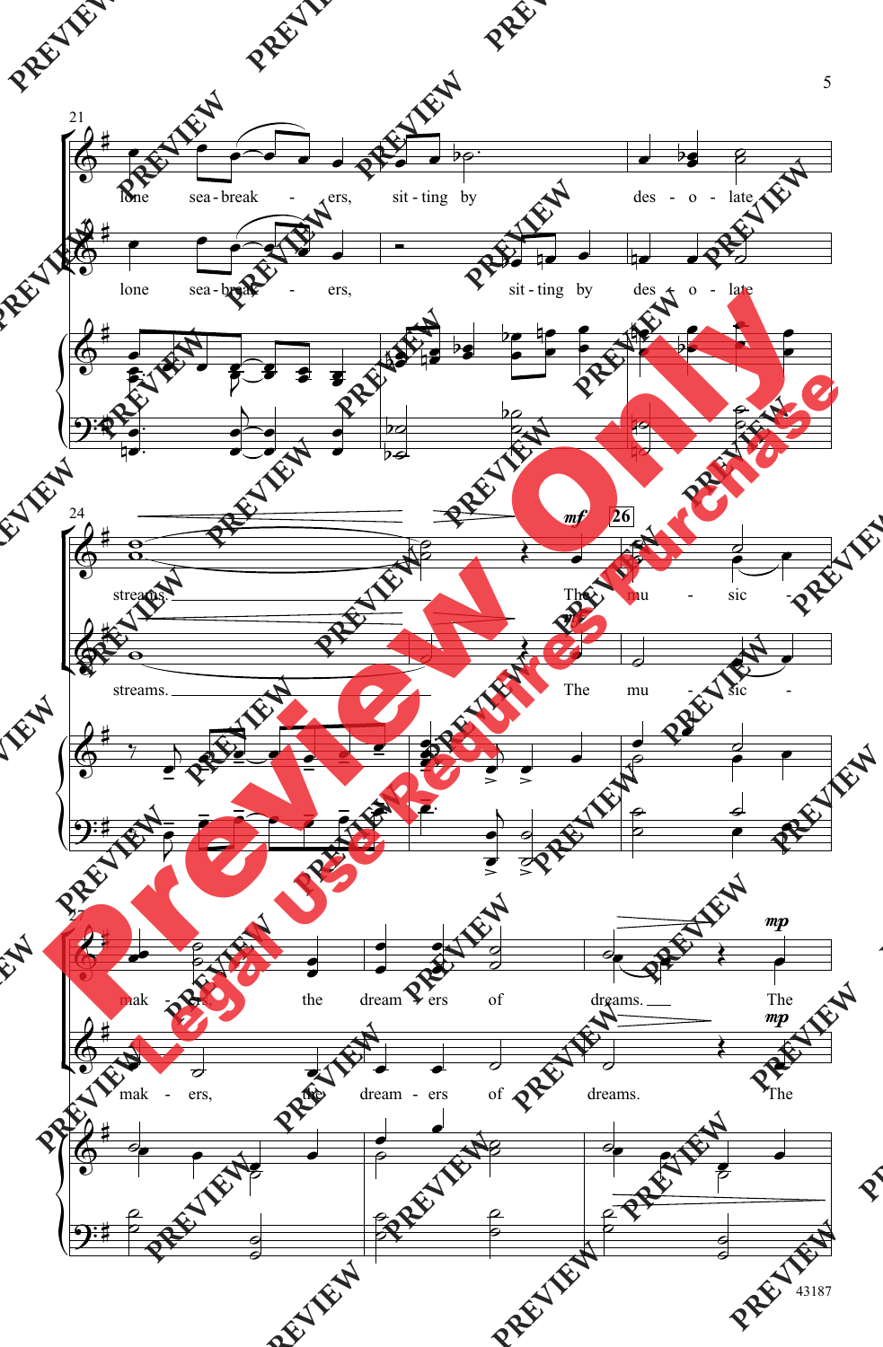21

lone sea-break - ers, sit-ting by des - o - late

lone sea-break - ers, sit-ting by des - o - late

24

streams. The mu - sic -

streams. The mu - sic -

*mf* **26**

27

mak - ers, the dream - ers of dreams. The

mak - ers, the dream - ers of dreams. The

*mp*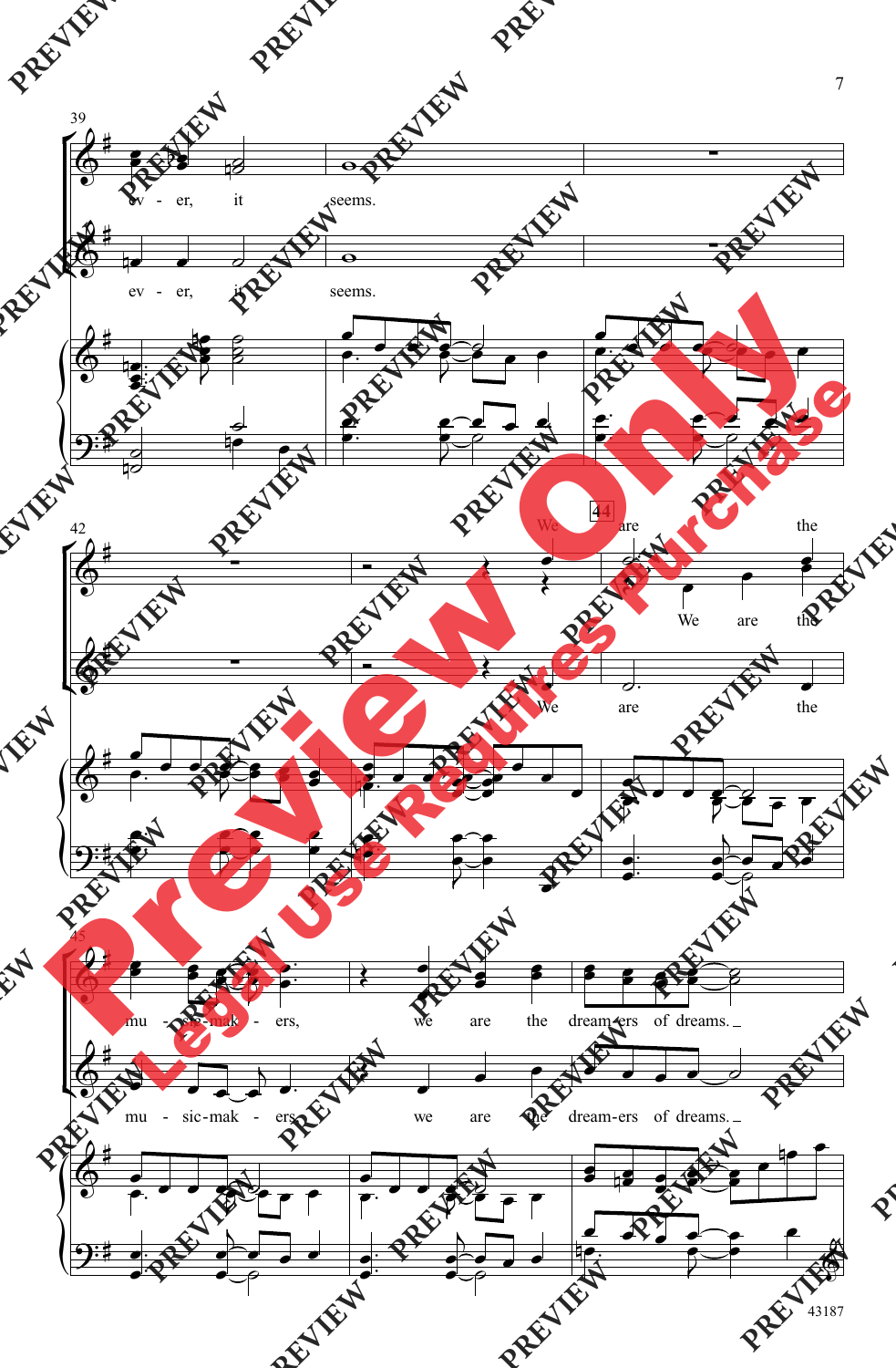39

ev - er, it seems.

ev - er, it seems.

42

We are the

We are the

We are the

44

45

mu - sic-mak - ers, we are the dream-ers of dreams.

mu - sic-mak - ers, we are the dream-ers of dreams.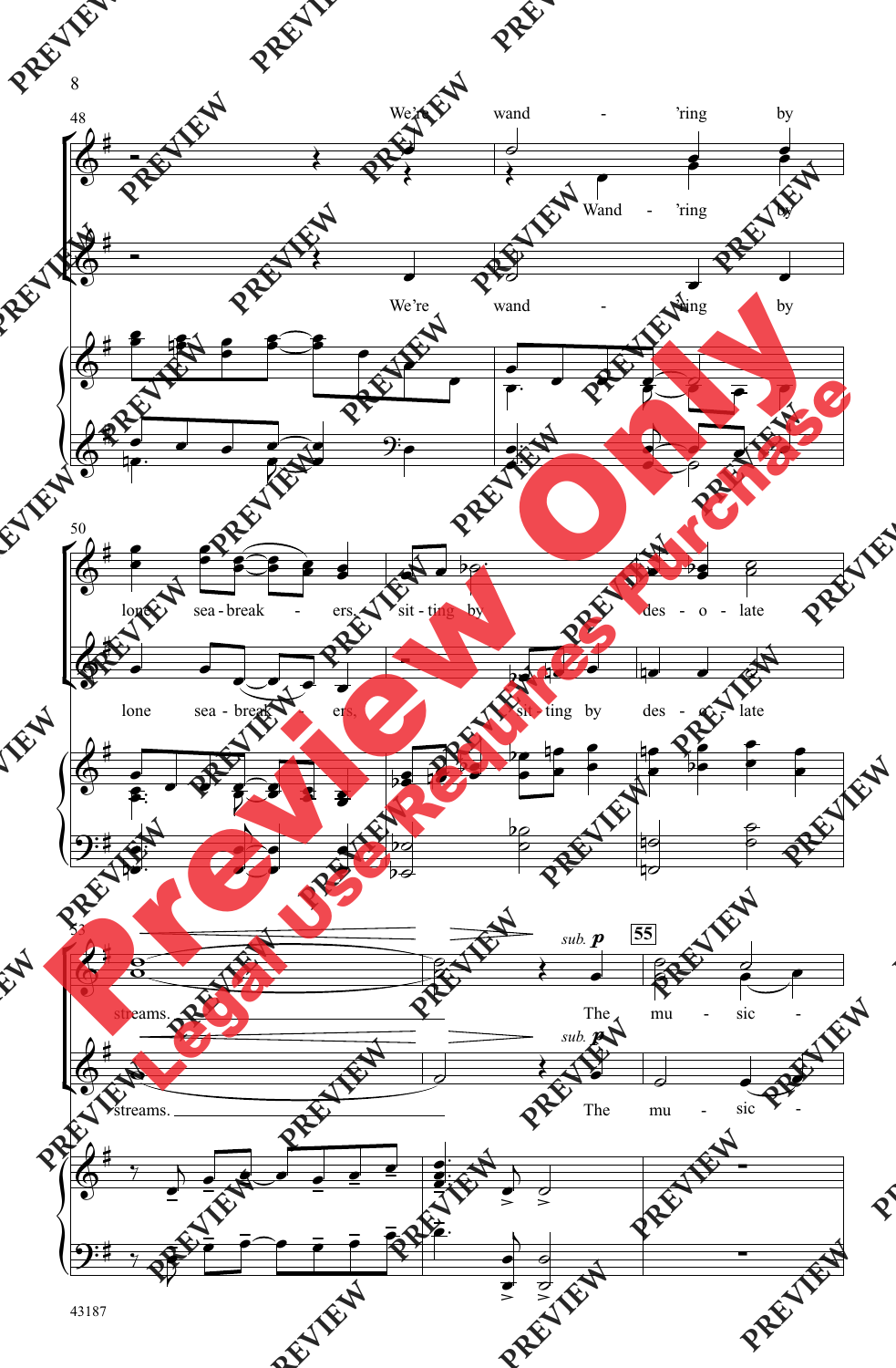We're wand - 'ring by

Wand - 'ring by

We're wand - 'ring by

lone sea-break - ers, sit-ting by des - o - late

lone sea-break - ers, sit-ting by des - o - late

streams. The mu - sic -

streams. The mu - sic -

*sub.* **p**

55

43187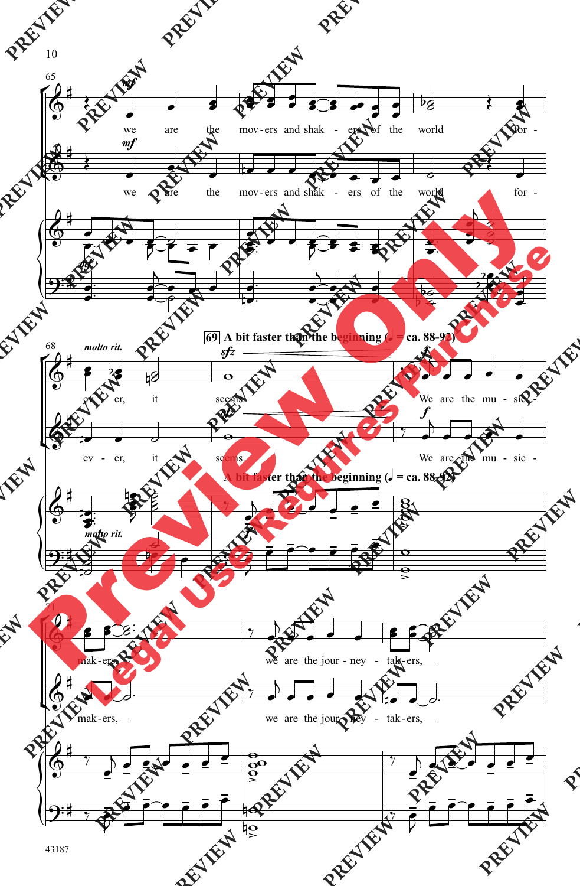A bit faster than the beginning (♩ = ca. 88-92)

we are the mov-ers and shak-ers of the world for-ever, it seems. We are the mu-sic-mak-ers, we are the jour-ney-tak-ers,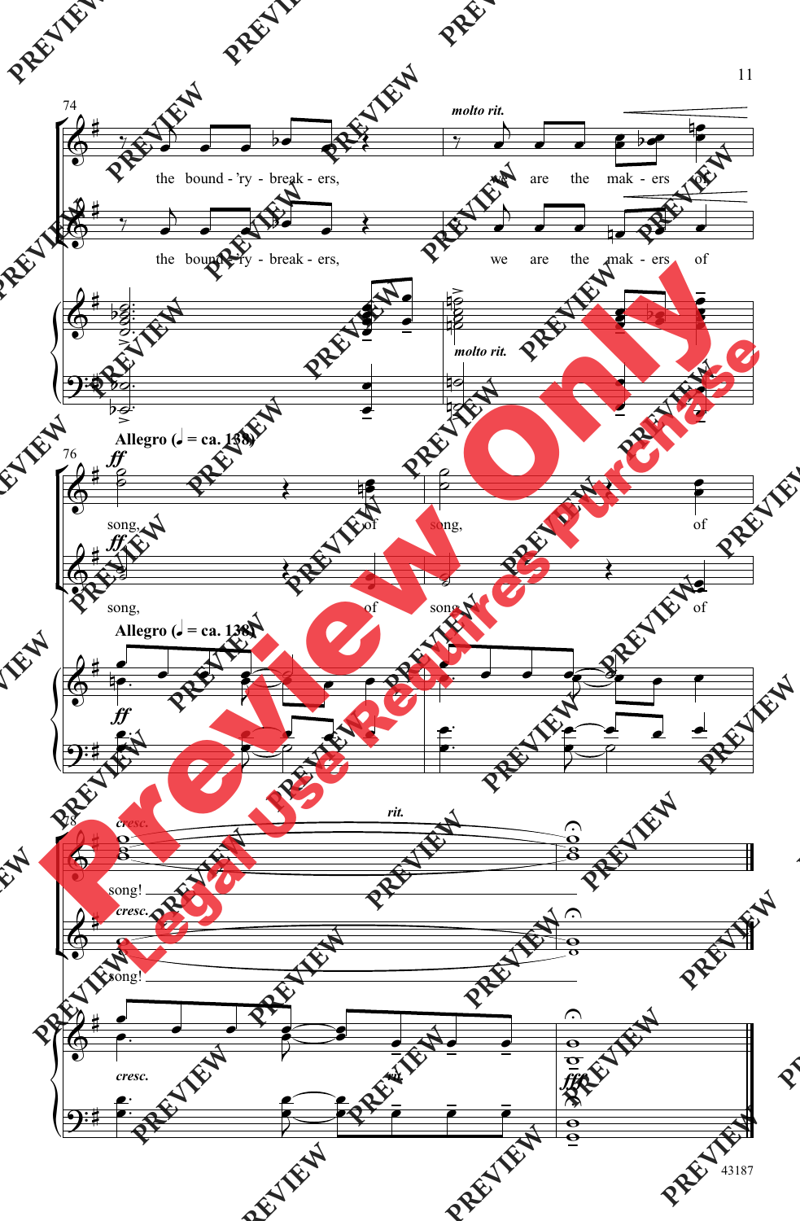molto rit.

the bound - 'ry - break - ers, we are the mak - ers of

the bound - 'ry - break - ers, we are the mak - ers of

Allegro (♩ = ca. 138)

song, of song, of

song, of song, of

cresc. rit.

song!

song!